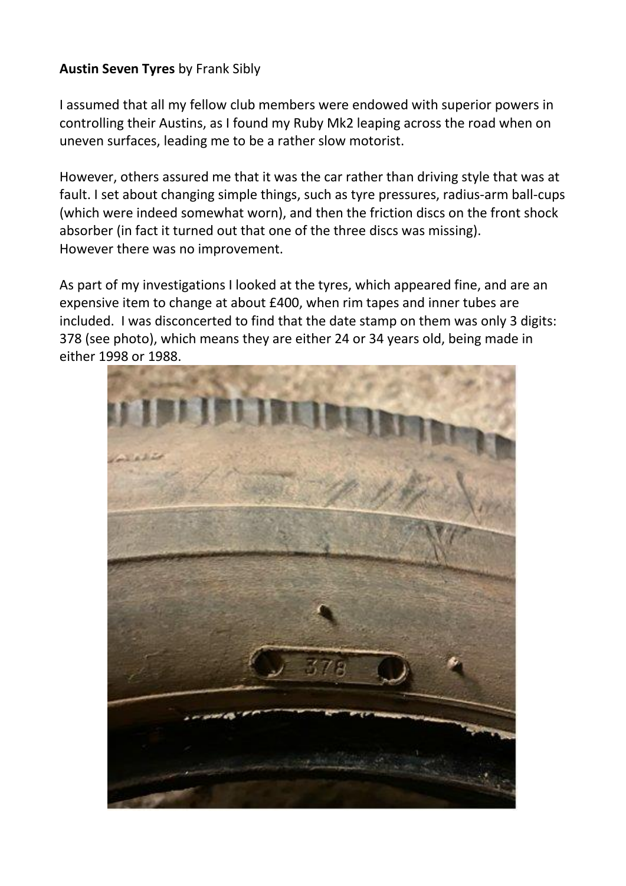**Austin Seven Tyres** by Frank Sibly

I assumed that all my fellow club members were endowed with superior powers in controlling their Austins, as I found my Ruby Mk2 leaping across the road when on uneven surfaces, leading me to be a rather slow motorist.

However, others assured me that it was the car rather than driving style that was at fault. I set about changing simple things, such as tyre pressures, radius-arm ball-cups (which were indeed somewhat worn), and then the friction discs on the front shock absorber (in fact it turned out that one of the three discs was missing).
However there was no improvement.

As part of my investigations I looked at the tyres, which appeared fine, and are an expensive item to change at about £400, when rim tapes and inner tubes are included. I was disconcerted to find that the date stamp on them was only 3 digits: 378 (see photo), which means they are either 24 or 34 years old, being made in either 1998 or 1988.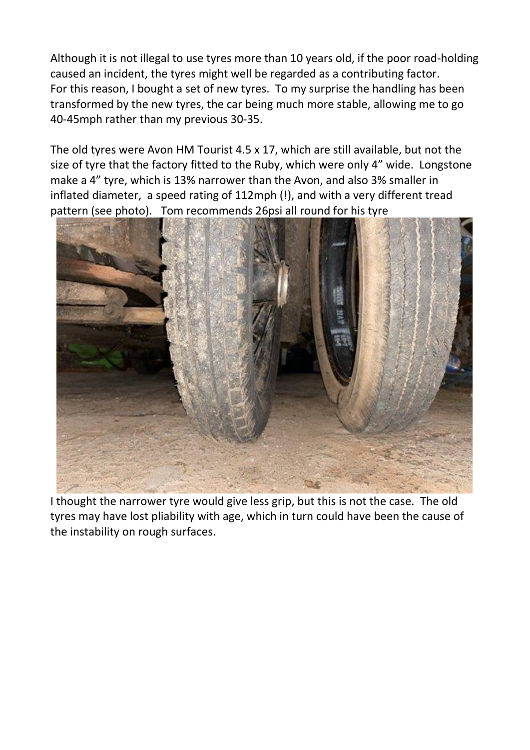Although it is not illegal to use tyres more than 10 years old, if the poor road-holding caused an incident, the tyres might well be regarded as a contributing factor. For this reason, I bought a set of new tyres. To my surprise the handling has been transformed by the new tyres, the car being much more stable, allowing me to go 40-45mph rather than my previous 30-35.

The old tyres were Avon HM Tourist 4.5 x 17, which are still available, but not the size of tyre that the factory fitted to the Ruby, which were only 4" wide. Longstone make a 4" tyre, which is 13% narrower than the Avon, and also 3% smaller in inflated diameter, a speed rating of 112mph (!), and with a very different tread pattern (see photo). Tom recommends 26psi all round for his tyre

I thought the narrower tyre would give less grip, but this is not the case. The old tyres may have lost pliability with age, which in turn could have been the cause of the instability on rough surfaces.